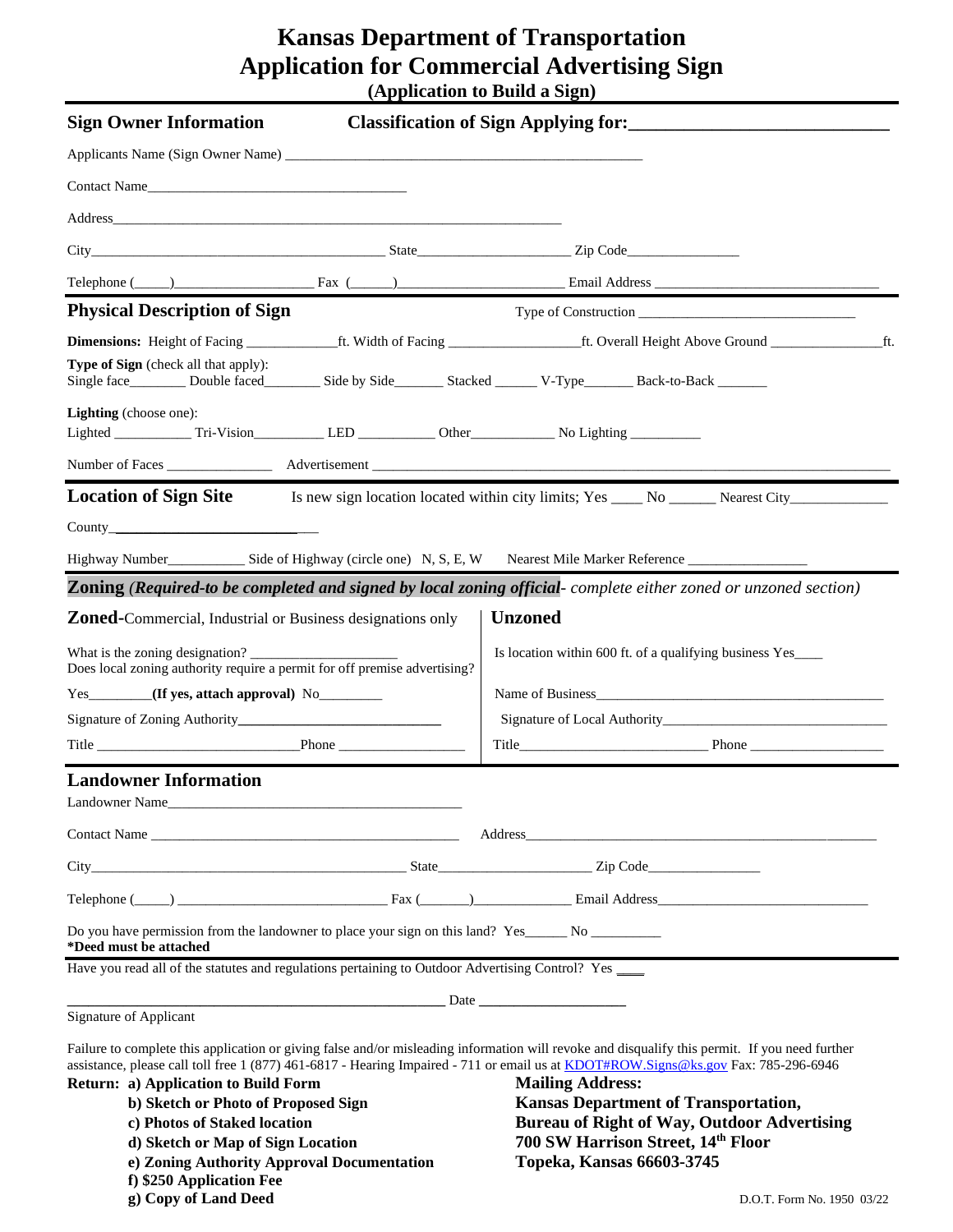# Kansas Department of Transportation
# Application for Commercial Advertising Sign
### (Application to Build a Sign)

## Sign Owner Information — Classification of Sign Applying for:____________________________

Applicants Name (Sign Owner Name) ______________________________________________

Contact Name____________________________________

Address________________________________________________________________

City_________________________________________ State_____________________ Zip Code_______________

Telephone (_____)__________________ Fax (______)______________________ Email Address ______________________________

## Physical Description of Sign

Type of Construction ______________________________

**Dimensions:** Height of Facing _____________ft. Width of Facing __________________ft. Overall Height Above Ground ________________ft.

**Type of Sign** (check all that apply):
Single face________ Double faced________ Side by Side_______ Stacked ______ V-Type_______ Back-to-Back _______

**Lighting** (choose one):
Lighted ___________ Tri-Vision__________ LED ___________ Other____________ No Lighting __________

Number of Faces _______________ Advertisement ____________________________________________________________________

## Location of Sign Site

Is new sign location located within city limits; Yes ____ No ______ Nearest City_____________

County___________________________

Highway Number___________ Side of Highway (circle one) N, S, E, W Nearest Mile Marker Reference ________________

## Zoning *(Required-to be completed and signed by local zoning official- complete either zoned or unzoned section)*

### Zoned-Commercial, Industrial or Business designations only

What is the zoning designation? _____________________
Does local zoning authority require a permit for off premise advertising?

Yes________**(If yes, attach approval)** No_________

Signature of Zoning Authority_____________________________

Title ____________________________Phone __________________

### Unzoned

Is location within 600 ft. of a qualifying business Yes____

Name of Business__________________________________________

Signature of Local Authority________________________________

Title__________________________ Phone ___________________

## Landowner Information

Landowner Name___________________________________________

Contact Name ______________________________________________ Address____________________________________________________

City_________________________________________ State_____________________ Zip Code_______________

Telephone (_____) ______________________________ Fax (_______)______________ Email Address_____________________________

Do you have permission from the landowner to place your sign on this land? Yes______ No __________
**\*Deed must be attached**

Have you read all of the statutes and regulations pertaining to Outdoor Advertising Control? Yes ____

_____________________________________________________ Date ____________________
Signature of Applicant

Failure to complete this application or giving false and/or misleading information will revoke and disqualify this permit. If you need further assistance, please call toll free 1 (877) 461-6817 - Hearing Impaired - 711 or email us at KDOT#ROW.Signs@ks.gov Fax: 785-296-6946

**Return:**
- **a) Application to Build Form**
- **b) Sketch or Photo of Proposed Sign**
- **c) Photos of Staked location**
- **d) Sketch or Map of Sign Location**
- **e) Zoning Authority Approval Documentation**
- **f) $250 Application Fee**
- **g) Copy of Land Deed**

**Mailing Address:**
**Kansas Department of Transportation,**
**Bureau of Right of Way, Outdoor Advertising**
**700 SW Harrison Street, 14th Floor**
**Topeka, Kansas 66603-3745**

D.O.T. Form No. 1950 03/22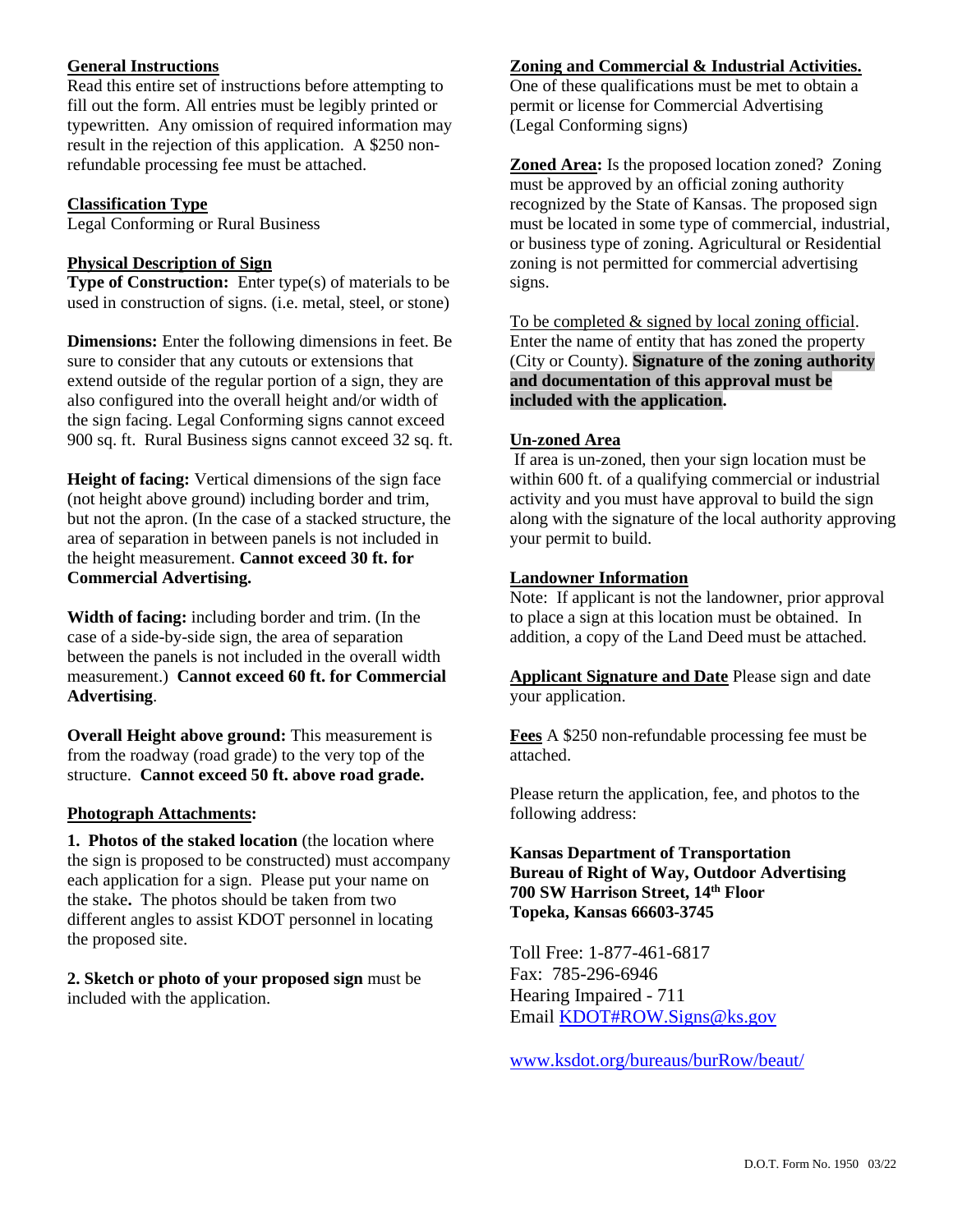**General Instructions**

Read this entire set of instructions before attempting to fill out the form. All entries must be legibly printed or typewritten. Any omission of required information may result in the rejection of this application. A $250 non-refundable processing fee must be attached.

**Classification Type**

Legal Conforming or Rural Business

**Physical Description of Sign**

**Type of Construction:** Enter type(s) of materials to be used in construction of signs. (i.e. metal, steel, or stone)

**Dimensions:** Enter the following dimensions in feet. Be sure to consider that any cutouts or extensions that extend outside of the regular portion of a sign, they are also configured into the overall height and/or width of the sign facing. Legal Conforming signs cannot exceed 900 sq. ft. Rural Business signs cannot exceed 32 sq. ft.

**Height of facing:** Vertical dimensions of the sign face (not height above ground) including border and trim, but not the apron. (In the case of a stacked structure, the area of separation in between panels is not included in the height measurement. **Cannot exceed 30 ft. for Commercial Advertising.**

**Width of facing:** including border and trim. (In the case of a side-by-side sign, the area of separation between the panels is not included in the overall width measurement.) **Cannot exceed 60 ft. for Commercial Advertising**.

**Overall Height above ground:** This measurement is from the roadway (road grade) to the very top of the structure. **Cannot exceed 50 ft. above road grade.**

**Photograph Attachments:**

**1. Photos of the staked location** (the location where the sign is proposed to be constructed) must accompany each application for a sign. Please put your name on the stake**.** The photos should be taken from two different angles to assist KDOT personnel in locating the proposed site.

**2. Sketch or photo of your proposed sign** must be included with the application.

**Zoning and Commercial & Industrial Activities.**

One of these qualifications must be met to obtain a permit or license for Commercial Advertising (Legal Conforming signs)

**Zoned Area:** Is the proposed location zoned? Zoning must be approved by an official zoning authority recognized by the State of Kansas. The proposed sign must be located in some type of commercial, industrial, or business type of zoning. Agricultural or Residential zoning is not permitted for commercial advertising signs.

To be completed & signed by local zoning official. Enter the name of entity that has zoned the property (City or County). **Signature of the zoning authority and documentation of this approval must be included with the application.**

**Un-zoned Area**

If area is un-zoned, then your sign location must be within 600 ft. of a qualifying commercial or industrial activity and you must have approval to build the sign along with the signature of the local authority approving your permit to build.

**Landowner Information**

Note: If applicant is not the landowner, prior approval to place a sign at this location must be obtained. In addition, a copy of the Land Deed must be attached.

**Applicant Signature and Date** Please sign and date your application.

**Fees** A $250 non-refundable processing fee must be attached.

Please return the application, fee, and photos to the following address:

**Kansas Department of Transportation**
**Bureau of Right of Way, Outdoor Advertising**
**700 SW Harrison Street, 14th Floor**
**Topeka, Kansas 66603-3745**

Toll Free: 1-877-461-6817
Fax: 785-296-6946
Hearing Impaired - 711
Email KDOT#ROW.Signs@ks.gov

www.ksdot.org/bureaus/burRow/beaut/

D.O.T. Form No. 1950 03/22